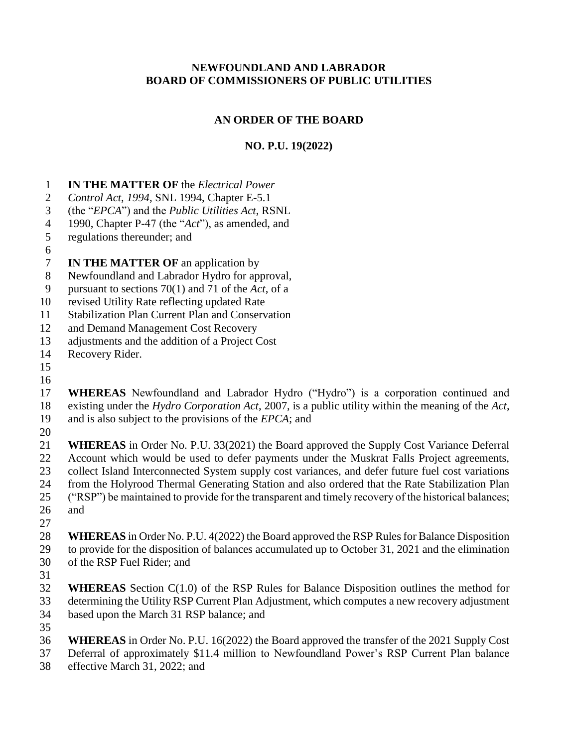**NEWFOUNDLAND AND LABRADOR**
**BOARD OF COMMISSIONERS OF PUBLIC UTILITIES**

**AN ORDER OF THE BOARD**

**NO. P.U. 19(2022)**

**IN THE MATTER OF** the *Electrical Power Control Act, 1994*, SNL 1994, Chapter E-5.1 (the "*EPCA*") and the *Public Utilities Act*, RSNL 1990, Chapter P-47 (the "*Act*"), as amended, and regulations thereunder; and

**IN THE MATTER OF** an application by Newfoundland and Labrador Hydro for approval, pursuant to sections 70(1) and 71 of the *Act*, of a revised Utility Rate reflecting updated Rate Stabilization Plan Current Plan and Conservation and Demand Management Cost Recovery adjustments and the addition of a Project Cost Recovery Rider.

**WHEREAS** Newfoundland and Labrador Hydro ("Hydro") is a corporation continued and existing under the *Hydro Corporation Act*, 2007, is a public utility within the meaning of the *Act*, and is also subject to the provisions of the *EPCA*; and

**WHEREAS** in Order No. P.U. 33(2021) the Board approved the Supply Cost Variance Deferral Account which would be used to defer payments under the Muskrat Falls Project agreements, collect Island Interconnected System supply cost variances, and defer future fuel cost variations from the Holyrood Thermal Generating Station and also ordered that the Rate Stabilization Plan ("RSP") be maintained to provide for the transparent and timely recovery of the historical balances; and

**WHEREAS** in Order No. P.U. 4(2022) the Board approved the RSP Rules for Balance Disposition to provide for the disposition of balances accumulated up to October 31, 2021 and the elimination of the RSP Fuel Rider; and

**WHEREAS** Section C(1.0) of the RSP Rules for Balance Disposition outlines the method for determining the Utility RSP Current Plan Adjustment, which computes a new recovery adjustment based upon the March 31 RSP balance; and

**WHEREAS** in Order No. P.U. 16(2022) the Board approved the transfer of the 2021 Supply Cost Deferral of approximately $11.4 million to Newfoundland Power's RSP Current Plan balance effective March 31, 2022; and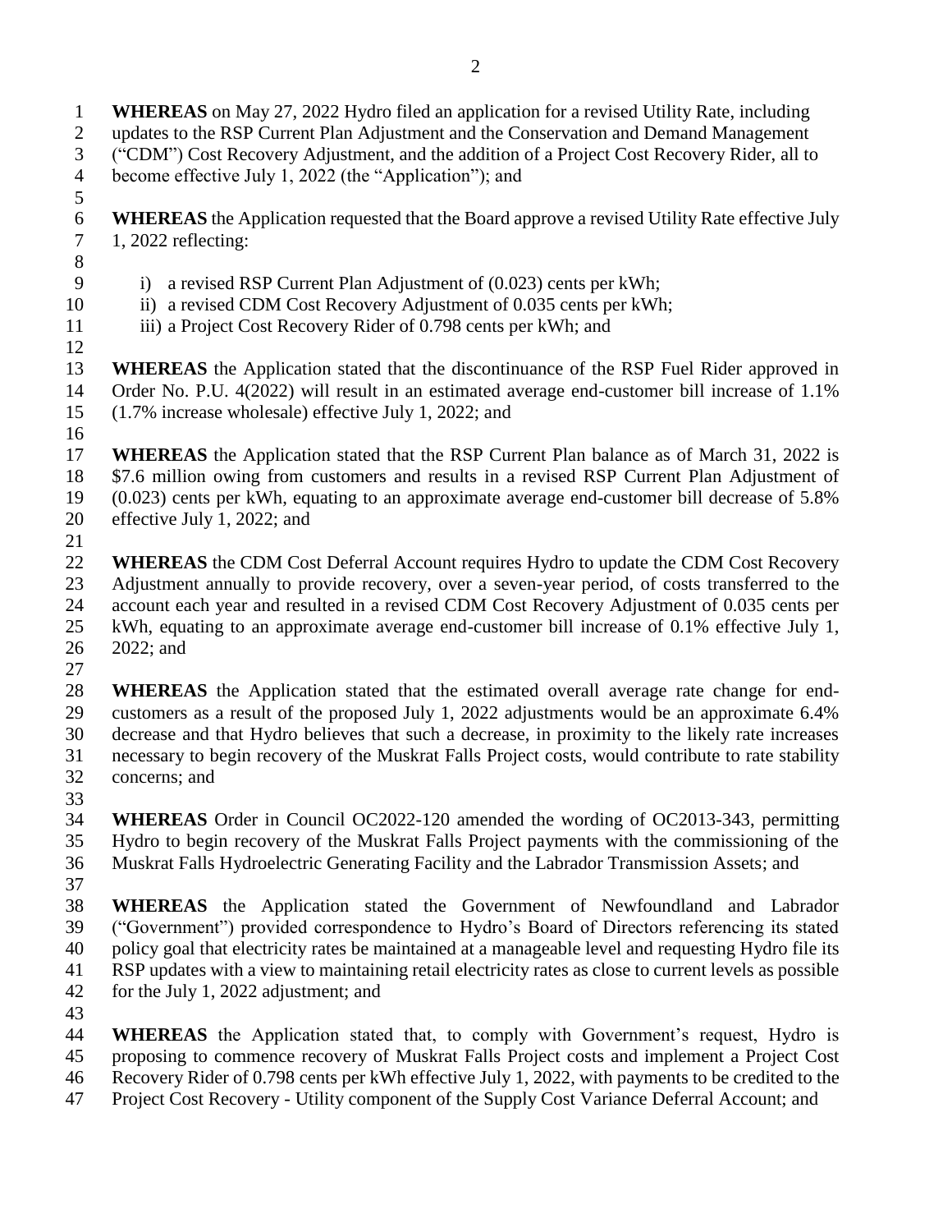**WHEREAS** on May 27, 2022 Hydro filed an application for a revised Utility Rate, including updates to the RSP Current Plan Adjustment and the Conservation and Demand Management ("CDM") Cost Recovery Adjustment, and the addition of a Project Cost Recovery Rider, all to become effective July 1, 2022 (the "Application"); and

**WHEREAS** the Application requested that the Board approve a revised Utility Rate effective July 1, 2022 reflecting:

i) a revised RSP Current Plan Adjustment of (0.023) cents per kWh;
ii) a revised CDM Cost Recovery Adjustment of 0.035 cents per kWh;
iii) a Project Cost Recovery Rider of 0.798 cents per kWh; and

**WHEREAS** the Application stated that the discontinuance of the RSP Fuel Rider approved in Order No. P.U. 4(2022) will result in an estimated average end-customer bill increase of 1.1% (1.7% increase wholesale) effective July 1, 2022; and

**WHEREAS** the Application stated that the RSP Current Plan balance as of March 31, 2022 is \$7.6 million owing from customers and results in a revised RSP Current Plan Adjustment of (0.023) cents per kWh, equating to an approximate average end-customer bill decrease of 5.8% effective July 1, 2022; and

**WHEREAS** the CDM Cost Deferral Account requires Hydro to update the CDM Cost Recovery Adjustment annually to provide recovery, over a seven-year period, of costs transferred to the account each year and resulted in a revised CDM Cost Recovery Adjustment of 0.035 cents per kWh, equating to an approximate average end-customer bill increase of 0.1% effective July 1, 2022; and

**WHEREAS** the Application stated that the estimated overall average rate change for end-customers as a result of the proposed July 1, 2022 adjustments would be an approximate 6.4% decrease and that Hydro believes that such a decrease, in proximity to the likely rate increases necessary to begin recovery of the Muskrat Falls Project costs, would contribute to rate stability concerns; and

**WHEREAS** Order in Council OC2022-120 amended the wording of OC2013-343, permitting Hydro to begin recovery of the Muskrat Falls Project payments with the commissioning of the Muskrat Falls Hydroelectric Generating Facility and the Labrador Transmission Assets; and

**WHEREAS** the Application stated the Government of Newfoundland and Labrador ("Government") provided correspondence to Hydro's Board of Directors referencing its stated policy goal that electricity rates be maintained at a manageable level and requesting Hydro file its RSP updates with a view to maintaining retail electricity rates as close to current levels as possible for the July 1, 2022 adjustment; and

**WHEREAS** the Application stated that, to comply with Government's request, Hydro is proposing to commence recovery of Muskrat Falls Project costs and implement a Project Cost Recovery Rider of 0.798 cents per kWh effective July 1, 2022, with payments to be credited to the Project Cost Recovery - Utility component of the Supply Cost Variance Deferral Account; and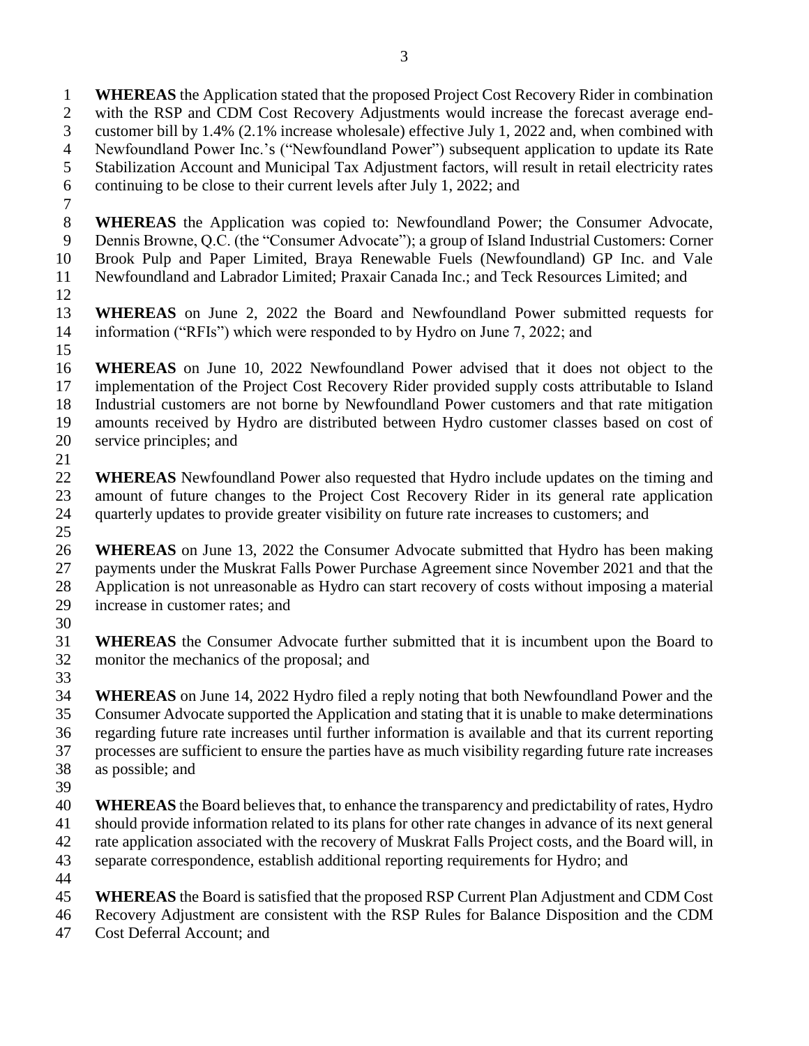**WHEREAS** the Application stated that the proposed Project Cost Recovery Rider in combination with the RSP and CDM Cost Recovery Adjustments would increase the forecast average end-customer bill by 1.4% (2.1% increase wholesale) effective July 1, 2022 and, when combined with Newfoundland Power Inc.'s ("Newfoundland Power") subsequent application to update its Rate Stabilization Account and Municipal Tax Adjustment factors, will result in retail electricity rates continuing to be close to their current levels after July 1, 2022; and

**WHEREAS** the Application was copied to: Newfoundland Power; the Consumer Advocate, Dennis Browne, Q.C. (the "Consumer Advocate"); a group of Island Industrial Customers: Corner Brook Pulp and Paper Limited, Braya Renewable Fuels (Newfoundland) GP Inc. and Vale Newfoundland and Labrador Limited; Praxair Canada Inc.; and Teck Resources Limited; and

**WHEREAS** on June 2, 2022 the Board and Newfoundland Power submitted requests for information ("RFIs") which were responded to by Hydro on June 7, 2022; and

**WHEREAS** on June 10, 2022 Newfoundland Power advised that it does not object to the implementation of the Project Cost Recovery Rider provided supply costs attributable to Island Industrial customers are not borne by Newfoundland Power customers and that rate mitigation amounts received by Hydro are distributed between Hydro customer classes based on cost of service principles; and

**WHEREAS** Newfoundland Power also requested that Hydro include updates on the timing and amount of future changes to the Project Cost Recovery Rider in its general rate application quarterly updates to provide greater visibility on future rate increases to customers; and

**WHEREAS** on June 13, 2022 the Consumer Advocate submitted that Hydro has been making payments under the Muskrat Falls Power Purchase Agreement since November 2021 and that the Application is not unreasonable as Hydro can start recovery of costs without imposing a material increase in customer rates; and

**WHEREAS** the Consumer Advocate further submitted that it is incumbent upon the Board to monitor the mechanics of the proposal; and

**WHEREAS** on June 14, 2022 Hydro filed a reply noting that both Newfoundland Power and the Consumer Advocate supported the Application and stating that it is unable to make determinations regarding future rate increases until further information is available and that its current reporting processes are sufficient to ensure the parties have as much visibility regarding future rate increases as possible; and

**WHEREAS** the Board believes that, to enhance the transparency and predictability of rates, Hydro should provide information related to its plans for other rate changes in advance of its next general rate application associated with the recovery of Muskrat Falls Project costs, and the Board will, in separate correspondence, establish additional reporting requirements for Hydro; and

**WHEREAS** the Board is satisfied that the proposed RSP Current Plan Adjustment and CDM Cost Recovery Adjustment are consistent with the RSP Rules for Balance Disposition and the CDM Cost Deferral Account; and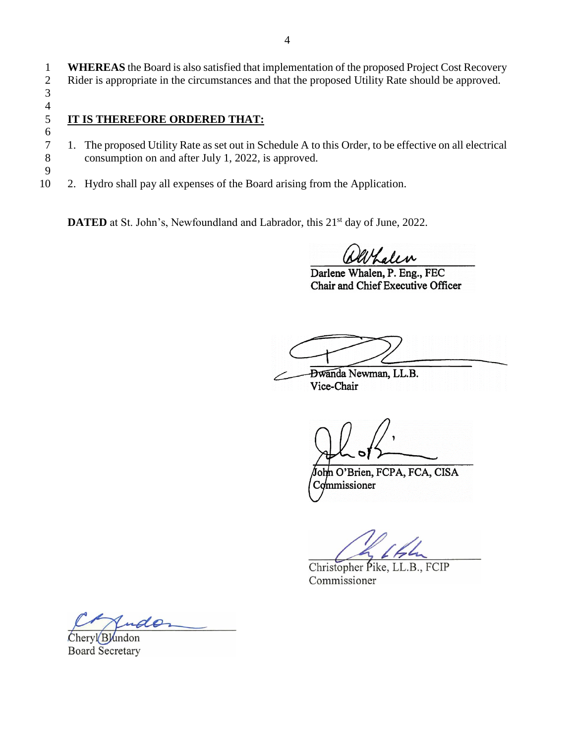**WHEREAS** the Board is also satisfied that implementation of the proposed Project Cost Recovery Rider is appropriate in the circumstances and that the proposed Utility Rate should be approved.

**IT IS THEREFORE ORDERED THAT:**

1. The proposed Utility Rate as set out in Schedule A to this Order, to be effective on all electrical consumption on and after July 1, 2022, is approved.

2. Hydro shall pay all expenses of the Board arising from the Application.

**DATED** at St. John's, Newfoundland and Labrador, this 21st day of June, 2022.

Darlene Whalen, P. Eng., FEC
Chair and Chief Executive Officer

Dwanda Newman, LL.B.
Vice-Chair

John O'Brien, FCPA, FCA, CISA
Commissioner

Christopher Pike, LL.B., FCIP
Commissioner

Cheryl Blundon
Board Secretary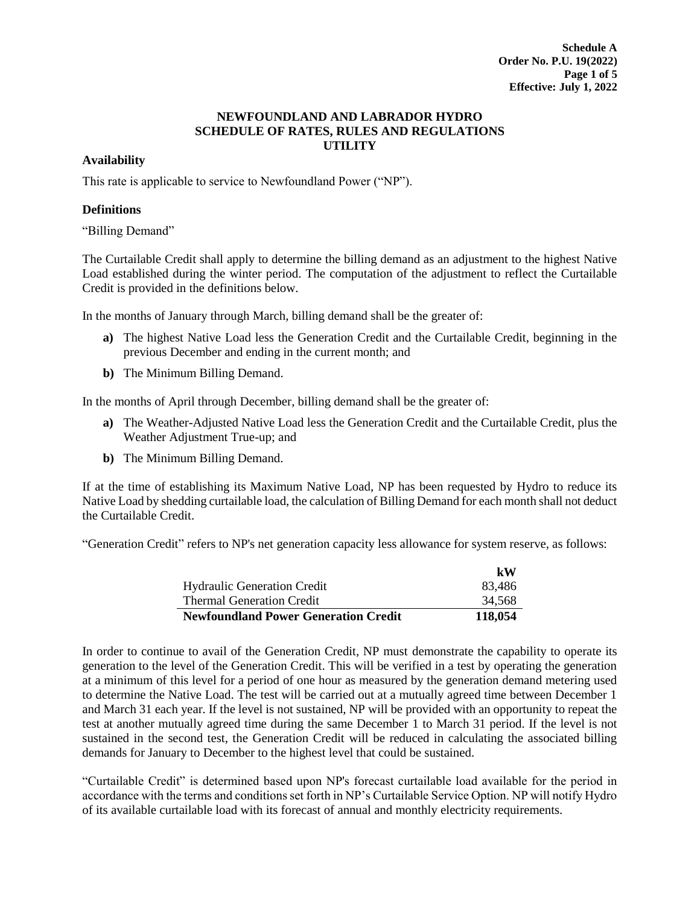**Schedule A**
**Order No. P.U. 19(2022)**
**Effective: July 1, 2022**

# NEWFOUNDLAND AND LABRADOR HYDRO
## SCHEDULE OF RATES, RULES AND REGULATIONS
## UTILITY

### Availability

This rate is applicable to service to Newfoundland Power ("NP").

### Definitions

"Billing Demand"

The Curtailable Credit shall apply to determine the billing demand as an adjustment to the highest Native Load established during the winter period. The computation of the adjustment to reflect the Curtailable Credit is provided in the definitions below.

In the months of January through March, billing demand shall be the greater of:

- **a)** The highest Native Load less the Generation Credit and the Curtailable Credit, beginning in the previous December and ending in the current month; and
- **b)** The Minimum Billing Demand.

In the months of April through December, billing demand shall be the greater of:

- **a)** The Weather-Adjusted Native Load less the Generation Credit and the Curtailable Credit, plus the Weather Adjustment True-up; and
- **b)** The Minimum Billing Demand.

If at the time of establishing its Maximum Native Load, NP has been requested by Hydro to reduce its Native Load by shedding curtailable load, the calculation of Billing Demand for each month shall not deduct the Curtailable Credit.

"Generation Credit" refers to NP's net generation capacity less allowance for system reserve, as follows:

| | kW |
|---|---|
| Hydraulic Generation Credit | 83,486 |
| Thermal Generation Credit | 34,568 |
| **Newfoundland Power Generation Credit** | **118,054** |

In order to continue to avail of the Generation Credit, NP must demonstrate the capability to operate its generation to the level of the Generation Credit. This will be verified in a test by operating the generation at a minimum of this level for a period of one hour as measured by the generation demand metering used to determine the Native Load. The test will be carried out at a mutually agreed time between December 1 and March 31 each year. If the level is not sustained, NP will be provided with an opportunity to repeat the test at another mutually agreed time during the same December 1 to March 31 period. If the level is not sustained in the second test, the Generation Credit will be reduced in calculating the associated billing demands for January to December to the highest level that could be sustained.

"Curtailable Credit" is determined based upon NP's forecast curtailable load available for the period in accordance with the terms and conditions set forth in NP's Curtailable Service Option. NP will notify Hydro of its available curtailable load with its forecast of annual and monthly electricity requirements.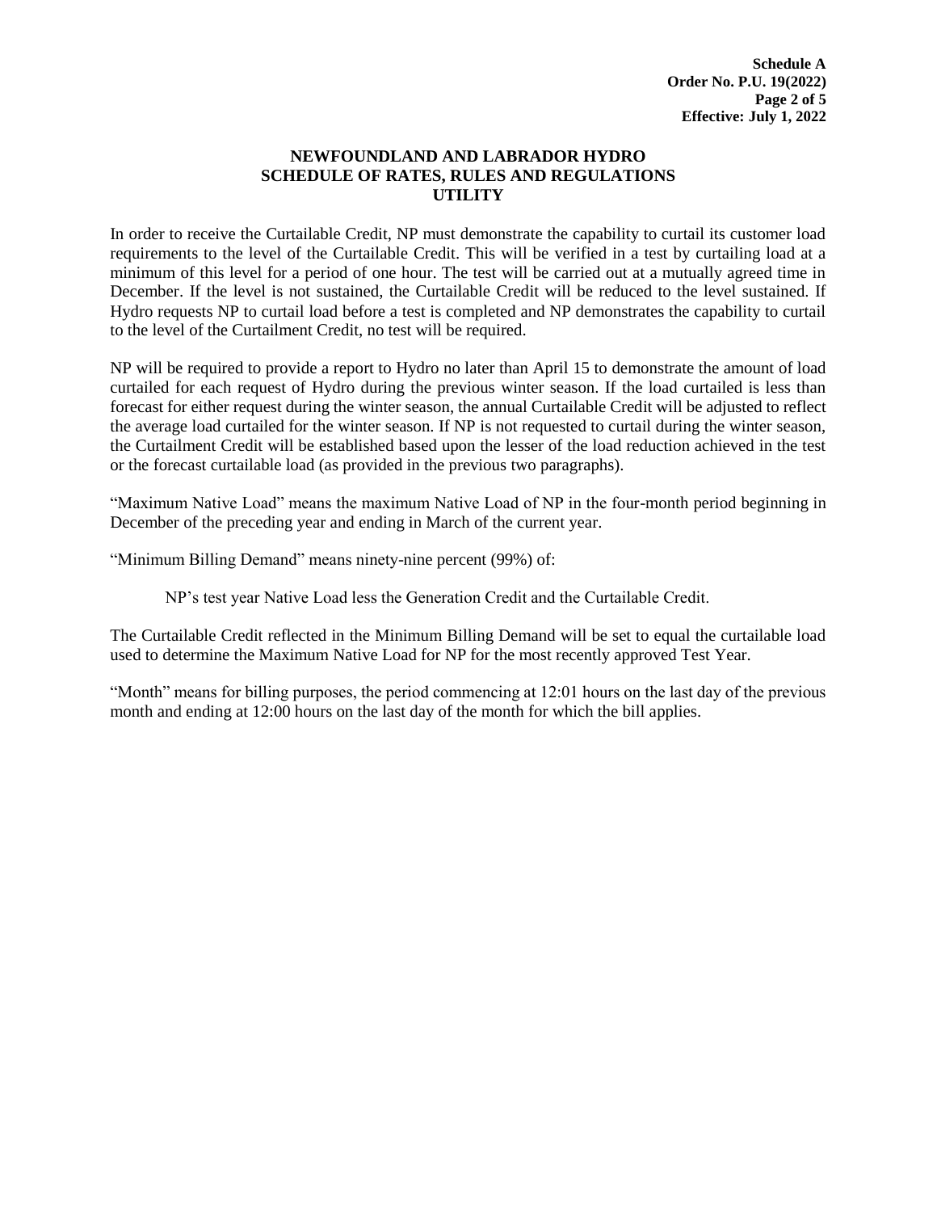**NEWFOUNDLAND AND LABRADOR HYDRO**
**SCHEDULE OF RATES, RULES AND REGULATIONS**
**UTILITY**

In order to receive the Curtailable Credit, NP must demonstrate the capability to curtail its customer load requirements to the level of the Curtailable Credit. This will be verified in a test by curtailing load at a minimum of this level for a period of one hour. The test will be carried out at a mutually agreed time in December. If the level is not sustained, the Curtailable Credit will be reduced to the level sustained. If Hydro requests NP to curtail load before a test is completed and NP demonstrates the capability to curtail to the level of the Curtailment Credit, no test will be required.

NP will be required to provide a report to Hydro no later than April 15 to demonstrate the amount of load curtailed for each request of Hydro during the previous winter season. If the load curtailed is less than forecast for either request during the winter season, the annual Curtailable Credit will be adjusted to reflect the average load curtailed for the winter season. If NP is not requested to curtail during the winter season, the Curtailment Credit will be established based upon the lesser of the load reduction achieved in the test or the forecast curtailable load (as provided in the previous two paragraphs).

"Maximum Native Load" means the maximum Native Load of NP in the four-month period beginning in December of the preceding year and ending in March of the current year.

"Minimum Billing Demand" means ninety-nine percent (99%) of:

NP's test year Native Load less the Generation Credit and the Curtailable Credit.

The Curtailable Credit reflected in the Minimum Billing Demand will be set to equal the curtailable load used to determine the Maximum Native Load for NP for the most recently approved Test Year.

"Month" means for billing purposes, the period commencing at 12:01 hours on the last day of the previous month and ending at 12:00 hours on the last day of the month for which the bill applies.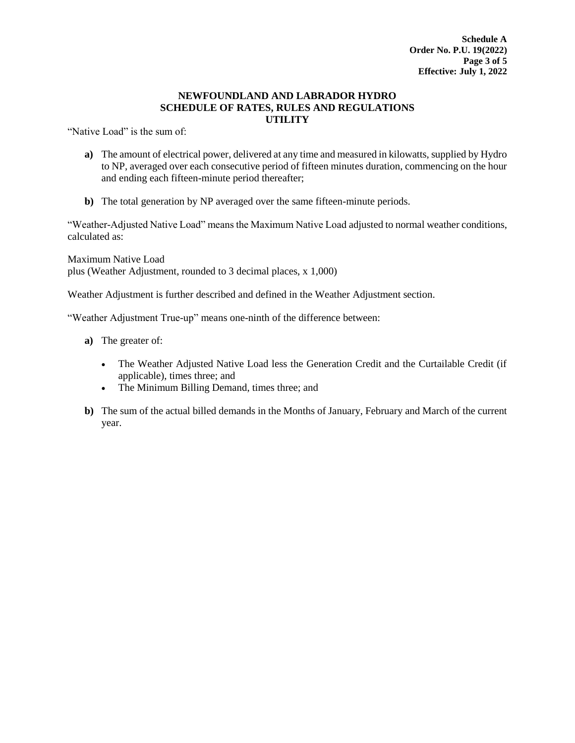## NEWFOUNDLAND AND LABRADOR HYDRO
## SCHEDULE OF RATES, RULES AND REGULATIONS
## UTILITY

"Native Load" is the sum of:

- **a)** The amount of electrical power, delivered at any time and measured in kilowatts, supplied by Hydro to NP, averaged over each consecutive period of fifteen minutes duration, commencing on the hour and ending each fifteen-minute period thereafter;
- **b)** The total generation by NP averaged over the same fifteen-minute periods.

"Weather-Adjusted Native Load" means the Maximum Native Load adjusted to normal weather conditions, calculated as:

Maximum Native Load
plus (Weather Adjustment, rounded to 3 decimal places, x 1,000)

Weather Adjustment is further described and defined in the Weather Adjustment section.

"Weather Adjustment True-up" means one-ninth of the difference between:

- **a)** The greater of:
  - The Weather Adjusted Native Load less the Generation Credit and the Curtailable Credit (if applicable), times three; and
  - The Minimum Billing Demand, times three; and
- **b)** The sum of the actual billed demands in the Months of January, February and March of the current year.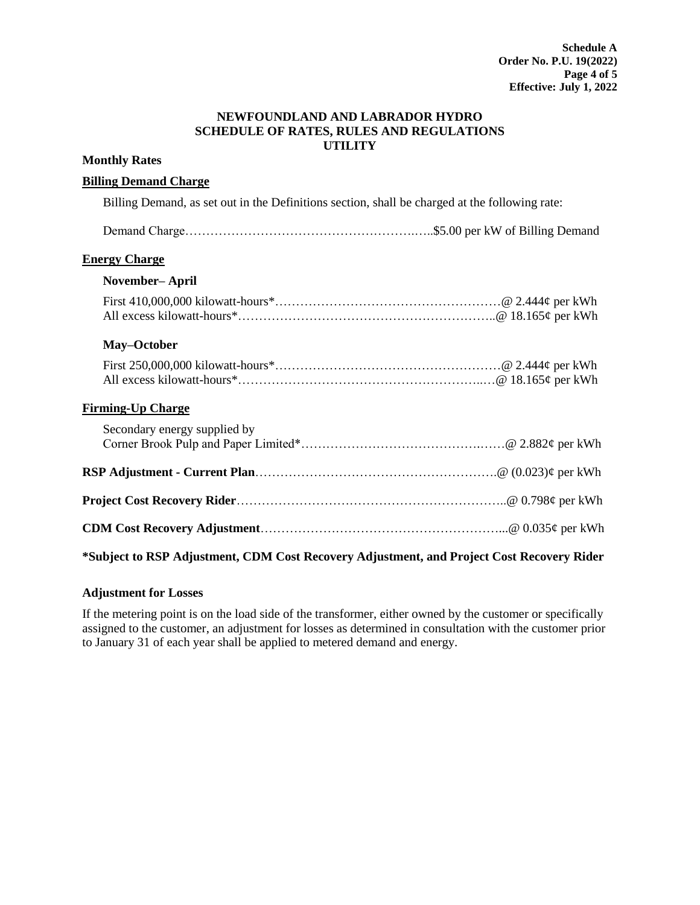**Schedule A**
**Order No. P.U. 19(2022)**
**Effective: July 1, 2022**

## NEWFOUNDLAND AND LABRADOR HYDRO
## SCHEDULE OF RATES, RULES AND REGULATIONS
## UTILITY

**Monthly Rates**

### Billing Demand Charge

Billing Demand, as set out in the Definitions section, shall be charged at the following rate:

Demand Charge……………………………………………….…..$5.00 per kW of Billing Demand

### Energy Charge

**November– April**

First 410,000,000 kilowatt-hours*………………………………………………@ 2.444¢ per kWh
All excess kilowatt-hours*……………………………………………………..@ 18.165¢ per kWh

**May–October**

First 250,000,000 kilowatt-hours*………………………………………………@ 2.444¢ per kWh
All excess kilowatt-hours*…………………………………………………..…@ 18.165¢ per kWh

### Firming-Up Charge

Secondary energy supplied by
Corner Brook Pulp and Paper Limited*……………………………………..……@ 2.882¢ per kWh

**RSP Adjustment - Current Plan**………………………………………………….@ (0.023)¢ per kWh

**Project Cost Recovery Rider**………………………………………………………..@ 0.798¢ per kWh

**CDM Cost Recovery Adjustment**…………………………………………………...@ 0.035¢ per kWh

**\*Subject to RSP Adjustment, CDM Cost Recovery Adjustment, and Project Cost Recovery Rider**

**Adjustment for Losses**

If the metering point is on the load side of the transformer, either owned by the customer or specifically assigned to the customer, an adjustment for losses as determined in consultation with the customer prior to January 31 of each year shall be applied to metered demand and energy.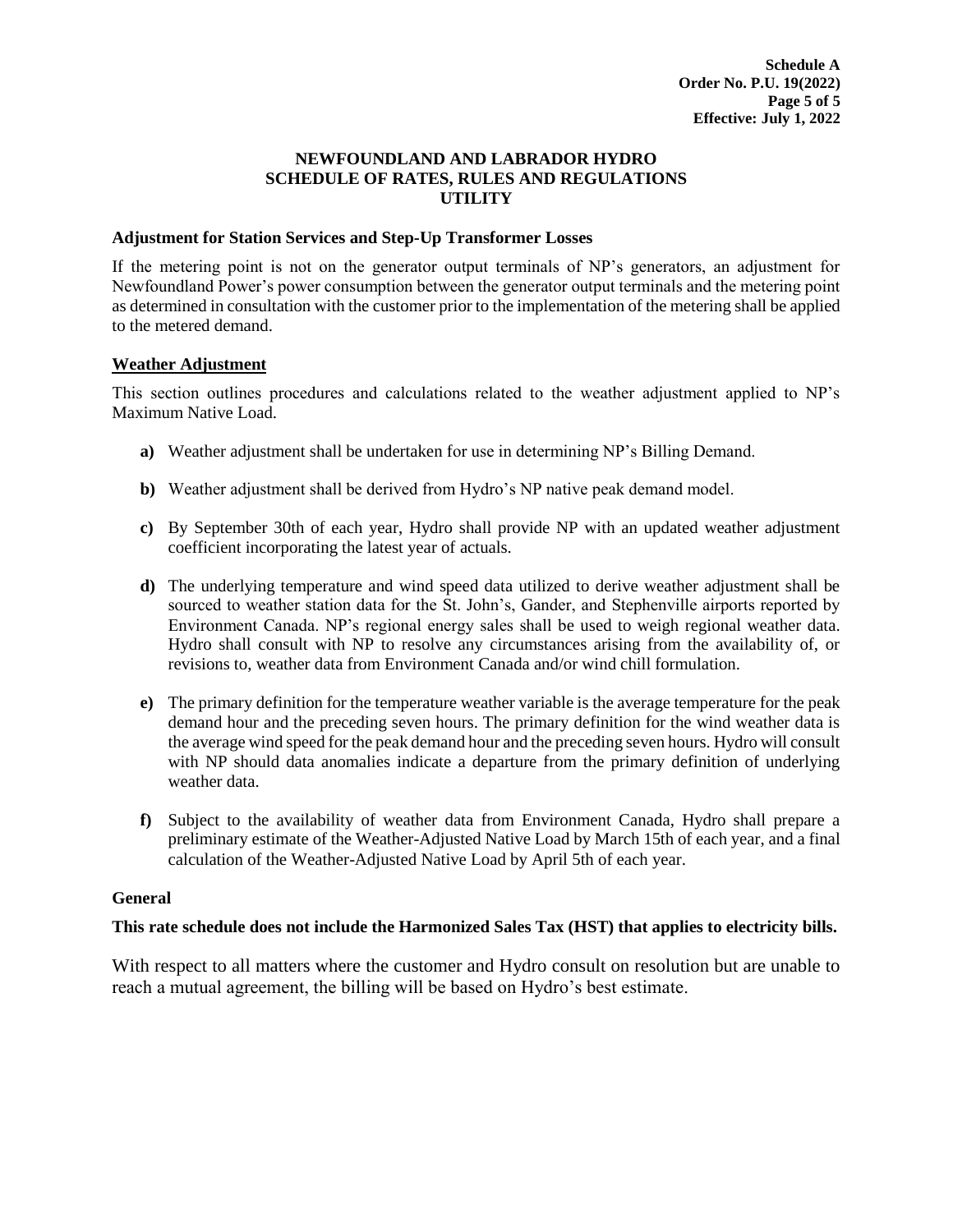**NEWFOUNDLAND AND LABRADOR HYDRO**
**SCHEDULE OF RATES, RULES AND REGULATIONS**
**UTILITY**

**Adjustment for Station Services and Step-Up Transformer Losses**

If the metering point is not on the generator output terminals of NP's generators, an adjustment for Newfoundland Power's power consumption between the generator output terminals and the metering point as determined in consultation with the customer prior to the implementation of the metering shall be applied to the metered demand.

**Weather Adjustment**

This section outlines procedures and calculations related to the weather adjustment applied to NP's Maximum Native Load.

**a)** Weather adjustment shall be undertaken for use in determining NP's Billing Demand.

**b)** Weather adjustment shall be derived from Hydro's NP native peak demand model.

**c)** By September 30th of each year, Hydro shall provide NP with an updated weather adjustment coefficient incorporating the latest year of actuals.

**d)** The underlying temperature and wind speed data utilized to derive weather adjustment shall be sourced to weather station data for the St. John's, Gander, and Stephenville airports reported by Environment Canada. NP's regional energy sales shall be used to weigh regional weather data. Hydro shall consult with NP to resolve any circumstances arising from the availability of, or revisions to, weather data from Environment Canada and/or wind chill formulation.

**e)** The primary definition for the temperature weather variable is the average temperature for the peak demand hour and the preceding seven hours. The primary definition for the wind weather data is the average wind speed for the peak demand hour and the preceding seven hours. Hydro will consult with NP should data anomalies indicate a departure from the primary definition of underlying weather data.

**f)** Subject to the availability of weather data from Environment Canada, Hydro shall prepare a preliminary estimate of the Weather-Adjusted Native Load by March 15th of each year, and a final calculation of the Weather-Adjusted Native Load by April 5th of each year.

**General**

**This rate schedule does not include the Harmonized Sales Tax (HST) that applies to electricity bills.**

With respect to all matters where the customer and Hydro consult on resolution but are unable to reach a mutual agreement, the billing will be based on Hydro's best estimate.